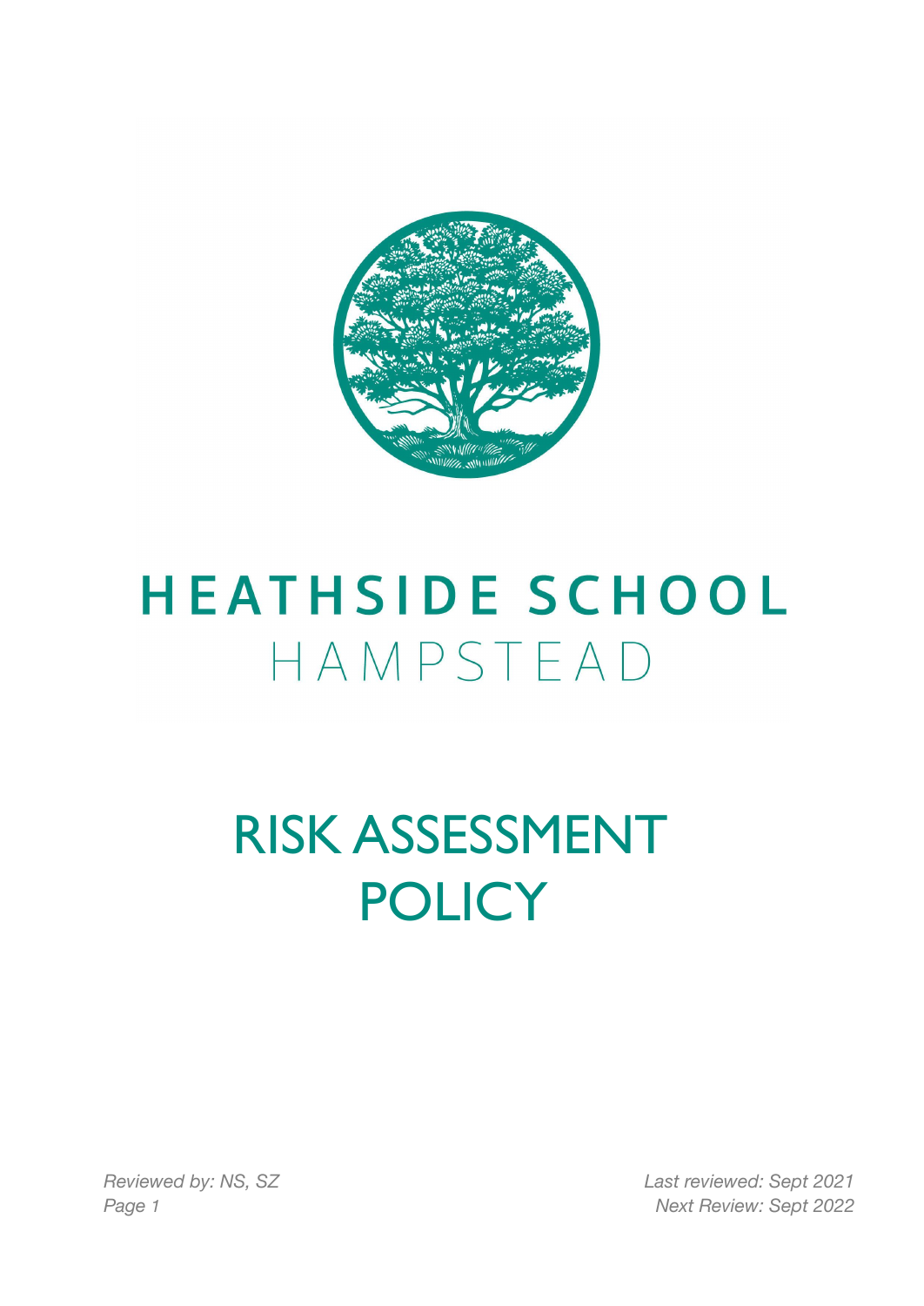# HEATHSIDE SCHOOL
HAMPSTEAD

# RISK ASSESSMENT POLICY

*Reviewed by: NS, SZ*

*Last reviewed: Sept 2021*

*Next Review: Sept 2022*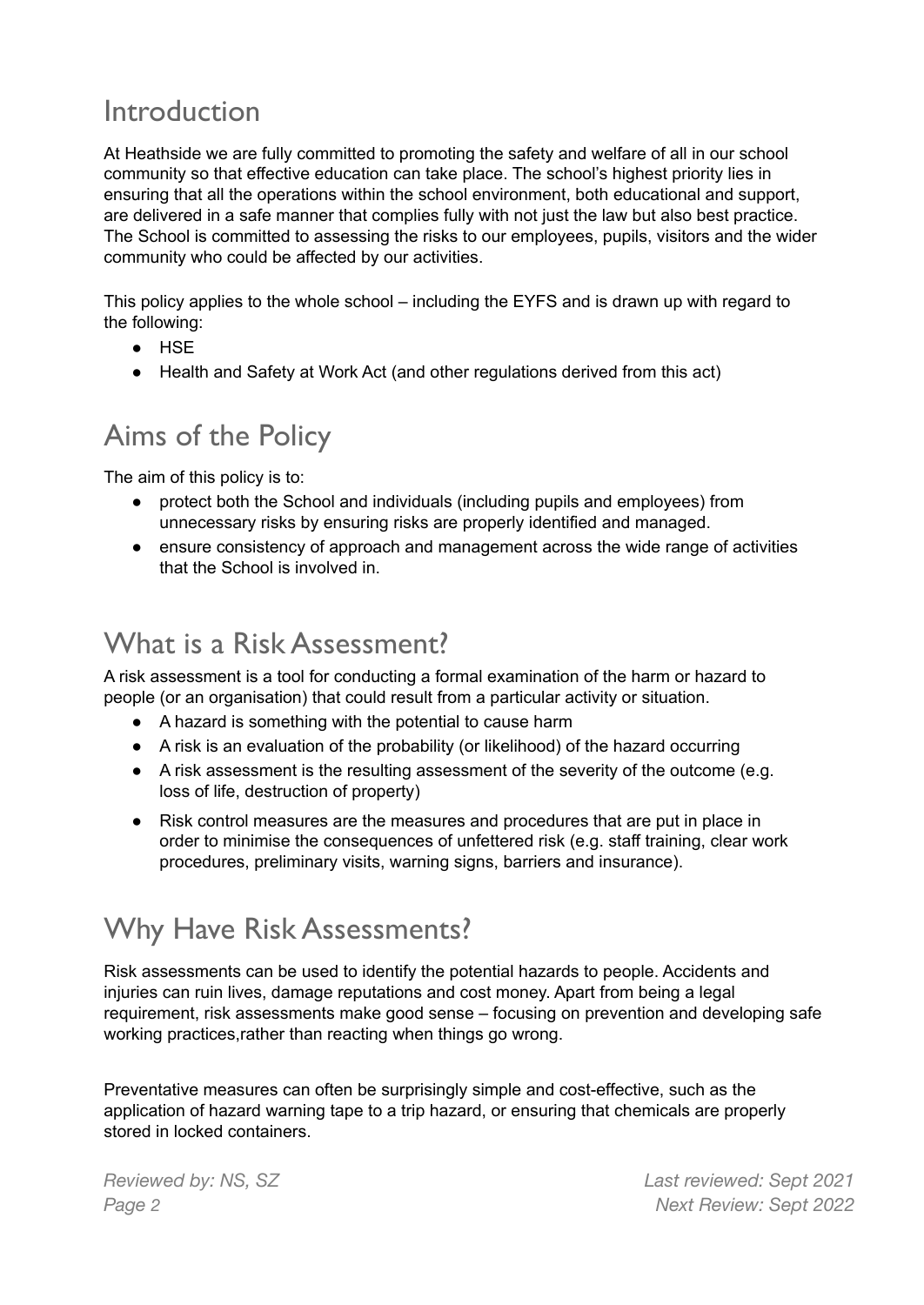## Introduction

At Heathside we are fully committed to promoting the safety and welfare of all in our school community so that effective education can take place. The school's highest priority lies in ensuring that all the operations within the school environment, both educational and support, are delivered in a safe manner that complies fully with not just the law but also best practice. The School is committed to assessing the risks to our employees, pupils, visitors and the wider community who could be affected by our activities.

This policy applies to the whole school – including the EYFS and is drawn up with regard to the following:

- HSE
- Health and Safety at Work Act (and other regulations derived from this act)

## Aims of the Policy

The aim of this policy is to:

- protect both the School and individuals (including pupils and employees) from unnecessary risks by ensuring risks are properly identified and managed.
- ensure consistency of approach and management across the wide range of activities that the School is involved in.

## What is a Risk Assessment?

A risk assessment is a tool for conducting a formal examination of the harm or hazard to people (or an organisation) that could result from a particular activity or situation.

- A hazard is something with the potential to cause harm
- A risk is an evaluation of the probability (or likelihood) of the hazard occurring
- A risk assessment is the resulting assessment of the severity of the outcome (e.g. loss of life, destruction of property)
- Risk control measures are the measures and procedures that are put in place in order to minimise the consequences of unfettered risk (e.g. staff training, clear work procedures, preliminary visits, warning signs, barriers and insurance).

## Why Have Risk Assessments?

Risk assessments can be used to identify the potential hazards to people. Accidents and injuries can ruin lives, damage reputations and cost money. Apart from being a legal requirement, risk assessments make good sense – focusing on prevention and developing safe working practices,rather than reacting when things go wrong.

Preventative measures can often be surprisingly simple and cost-effective, such as the application of hazard warning tape to a trip hazard, or ensuring that chemicals are properly stored in locked containers.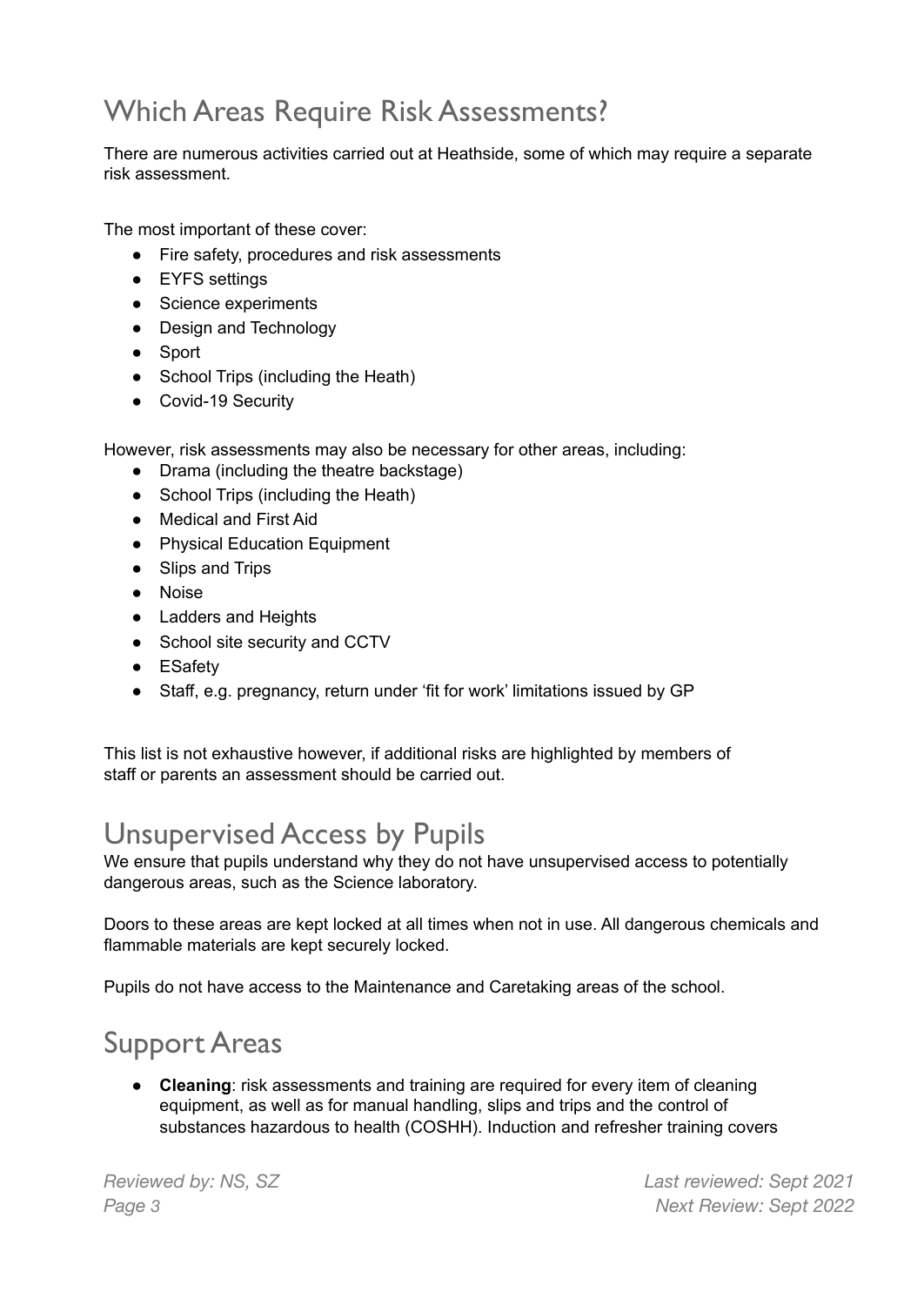## Which Areas Require Risk Assessments?

There are numerous activities carried out at Heathside, some of which may require a separate risk assessment.

The most important of these cover:

- Fire safety, procedures and risk assessments
- EYFS settings
- Science experiments
- Design and Technology
- Sport
- School Trips (including the Heath)
- Covid-19 Security

However, risk assessments may also be necessary for other areas, including:

- Drama (including the theatre backstage)
- School Trips (including the Heath)
- Medical and First Aid
- Physical Education Equipment
- Slips and Trips
- Noise
- Ladders and Heights
- School site security and CCTV
- ESafety
- Staff, e.g. pregnancy, return under 'fit for work' limitations issued by GP

This list is not exhaustive however, if additional risks are highlighted by members of staff or parents an assessment should be carried out.

## Unsupervised Access by Pupils

We ensure that pupils understand why they do not have unsupervised access to potentially dangerous areas, such as the Science laboratory.

Doors to these areas are kept locked at all times when not in use. All dangerous chemicals and flammable materials are kept securely locked.

Pupils do not have access to the Maintenance and Caretaking areas of the school.

## Support Areas

- **Cleaning**: risk assessments and training are required for every item of cleaning equipment, as well as for manual handling, slips and trips and the control of substances hazardous to health (COSHH). Induction and refresher training covers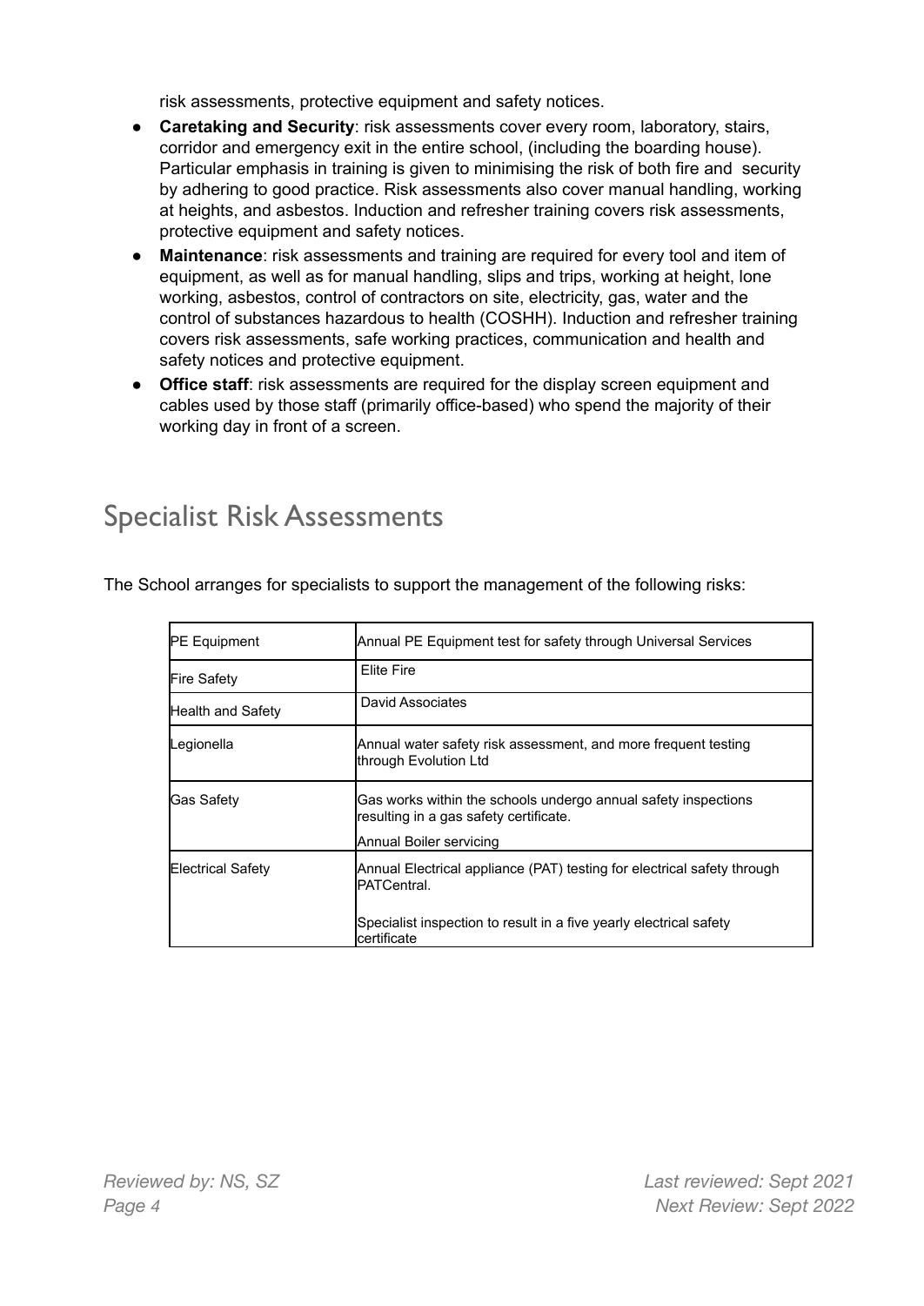risk assessments, protective equipment and safety notices.

- **Caretaking and Security**: risk assessments cover every room, laboratory, stairs, corridor and emergency exit in the entire school, (including the boarding house). Particular emphasis in training is given to minimising the risk of both fire and security by adhering to good practice. Risk assessments also cover manual handling, working at heights, and asbestos. Induction and refresher training covers risk assessments, protective equipment and safety notices.
- **Maintenance**: risk assessments and training are required for every tool and item of equipment, as well as for manual handling, slips and trips, working at height, lone working, asbestos, control of contractors on site, electricity, gas, water and the control of substances hazardous to health (COSHH). Induction and refresher training covers risk assessments, safe working practices, communication and health and safety notices and protective equipment.
- **Office staff**: risk assessments are required for the display screen equipment and cables used by those staff (primarily office-based) who spend the majority of their working day in front of a screen.

## Specialist Risk Assessments

The School arranges for specialists to support the management of the following risks:

| | |
|---|---|
| PE Equipment | Annual PE Equipment test for safety through Universal Services |
| Fire Safety | Elite Fire |
| Health and Safety | David Associates |
| Legionella | Annual water safety risk assessment, and more frequent testing through Evolution Ltd |
| Gas Safety | Gas works within the schools undergo annual safety inspections resulting in a gas safety certificate.<br>Annual Boiler servicing |
| Electrical Safety | Annual Electrical appliance (PAT) testing for electrical safety through PATCentral.<br>Specialist inspection to result in a five yearly electrical safety certificate |

*Reviewed by: NS, SZ*

*Last reviewed: Sept 2021*

*Next Review: Sept 2022*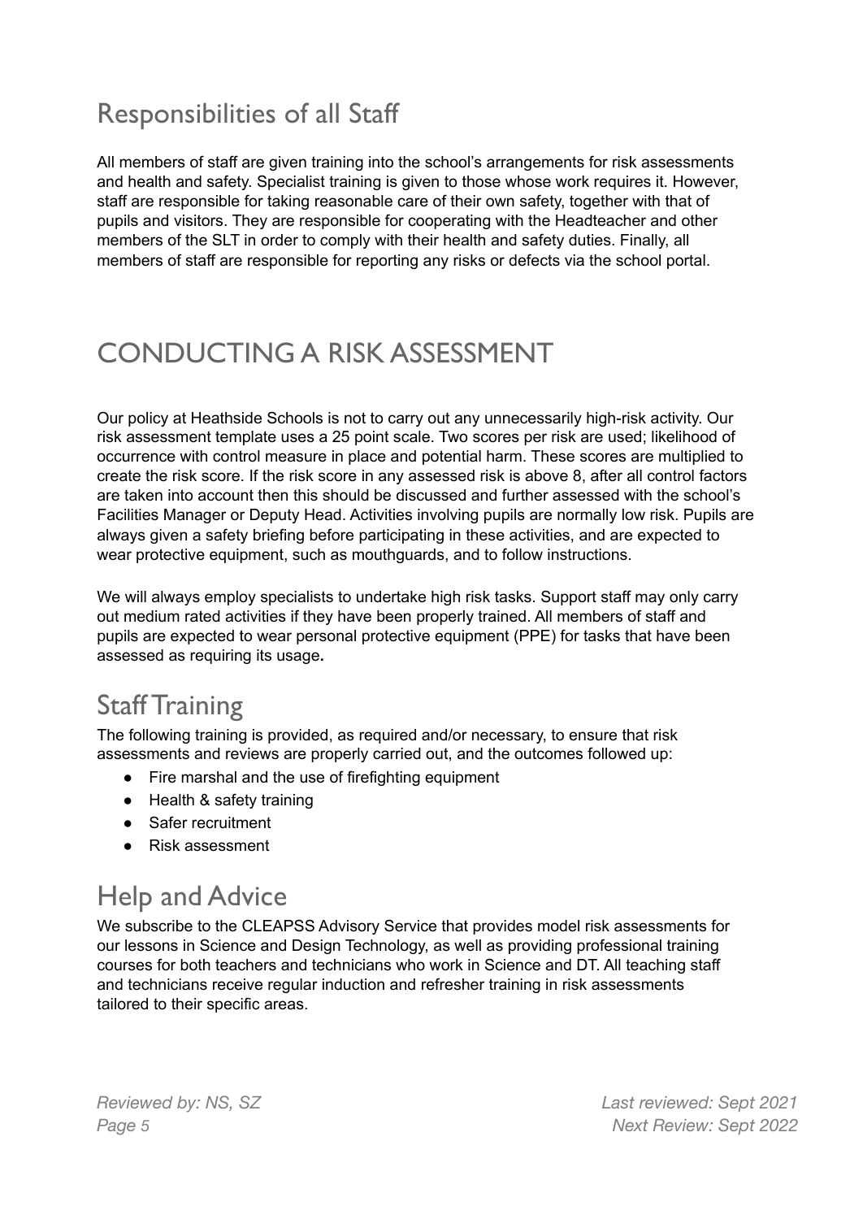## Responsibilities of all Staff

All members of staff are given training into the school's arrangements for risk assessments and health and safety. Specialist training is given to those whose work requires it. However, staff are responsible for taking reasonable care of their own safety, together with that of pupils and visitors. They are responsible for cooperating with the Headteacher and other members of the SLT in order to comply with their health and safety duties. Finally, all members of staff are responsible for reporting any risks or defects via the school portal.

# CONDUCTING A RISK ASSESSMENT

Our policy at Heathside Schools is not to carry out any unnecessarily high-risk activity. Our risk assessment template uses a 25 point scale. Two scores per risk are used; likelihood of occurrence with control measure in place and potential harm. These scores are multiplied to create the risk score. If the risk score in any assessed risk is above 8, after all control factors are taken into account then this should be discussed and further assessed with the school's Facilities Manager or Deputy Head. Activities involving pupils are normally low risk. Pupils are always given a safety briefing before participating in these activities, and are expected to wear protective equipment, such as mouthguards, and to follow instructions.

We will always employ specialists to undertake high risk tasks. Support staff may only carry out medium rated activities if they have been properly trained. All members of staff and pupils are expected to wear personal protective equipment (PPE) for tasks that have been assessed as requiring its usage**.**

## Staff Training

The following training is provided, as required and/or necessary, to ensure that risk assessments and reviews are properly carried out, and the outcomes followed up:

- Fire marshal and the use of firefighting equipment
- Health & safety training
- Safer recruitment
- Risk assessment

## Help and Advice

We subscribe to the CLEAPSS Advisory Service that provides model risk assessments for our lessons in Science and Design Technology, as well as providing professional training courses for both teachers and technicians who work in Science and DT. All teaching staff and technicians receive regular induction and refresher training in risk assessments tailored to their specific areas.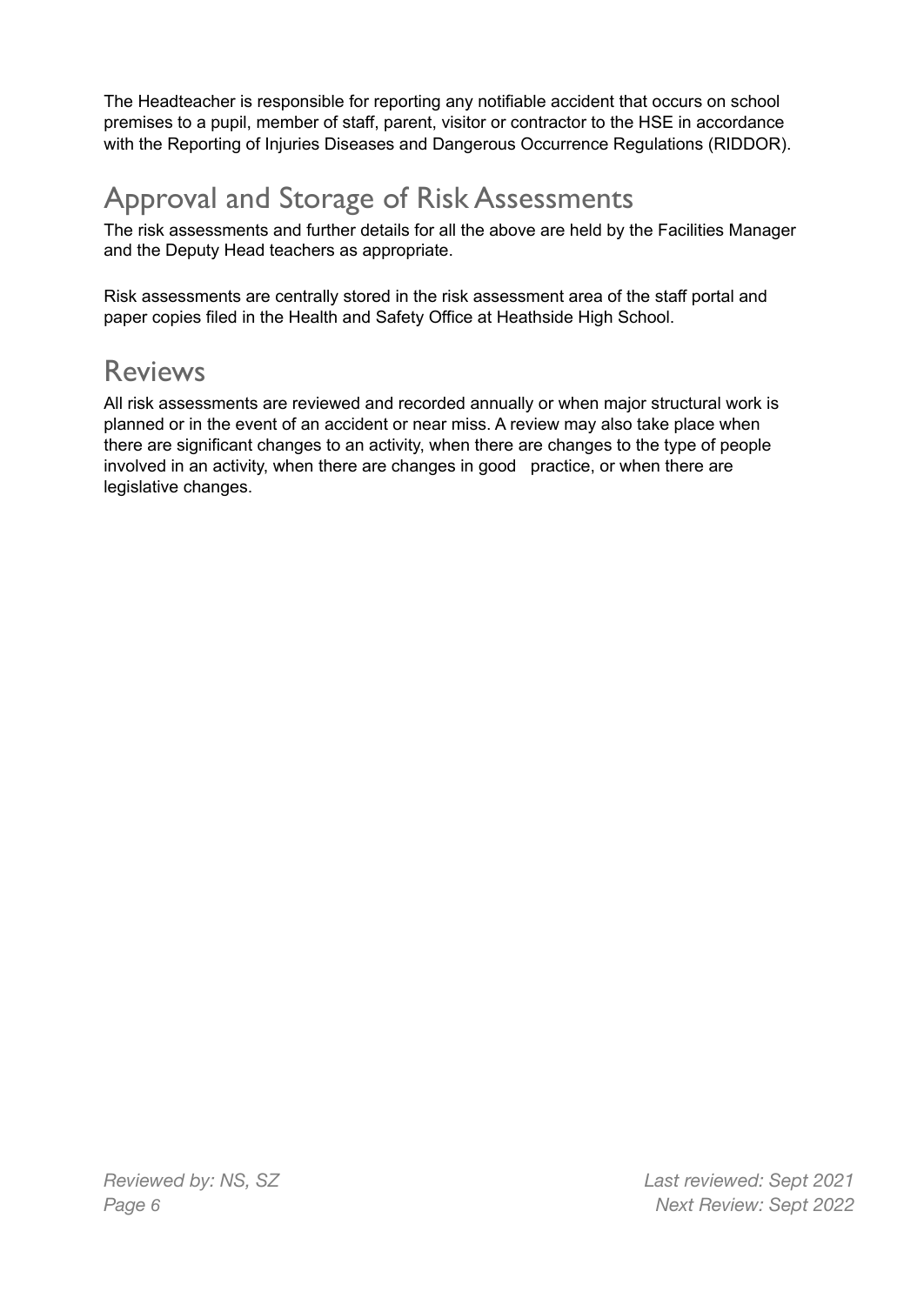The Headteacher is responsible for reporting any notifiable accident that occurs on school premises to a pupil, member of staff, parent, visitor or contractor to the HSE in accordance with the Reporting of Injuries Diseases and Dangerous Occurrence Regulations (RIDDOR).

## Approval and Storage of Risk Assessments

The risk assessments and further details for all the above are held by the Facilities Manager and the Deputy Head teachers as appropriate.

Risk assessments are centrally stored in the risk assessment area of the staff portal and paper copies filed in the Health and Safety Office at Heathside High School.

## Reviews

All risk assessments are reviewed and recorded annually or when major structural work is planned or in the event of an accident or near miss. A review may also take place when there are significant changes to an activity, when there are changes to the type of people involved in an activity, when there are changes in good practice, or when there are legislative changes.